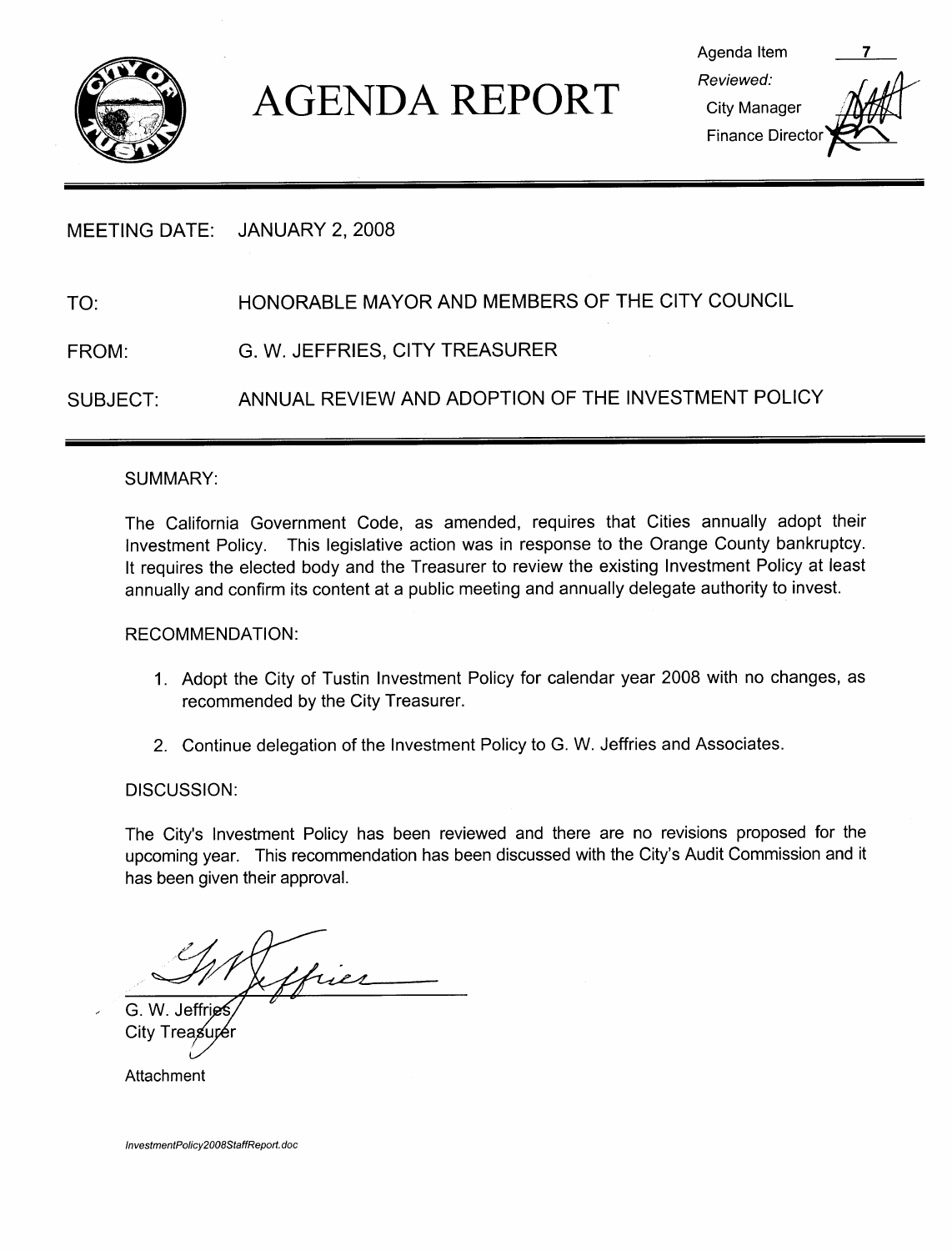# AGENDA REPORT

Agenda Item 7
*Reviewed:*
City Manager
Finance Director

MEETING DATE: JANUARY 2, 2008

TO: HONORABLE MAYOR AND MEMBERS OF THE CITY COUNCIL

FROM: G. W. JEFFRIES, CITY TREASURER

SUBJECT: ANNUAL REVIEW AND ADOPTION OF THE INVESTMENT POLICY

SUMMARY:

The California Government Code, as amended, requires that Cities annually adopt their Investment Policy. This legislative action was in response to the Orange County bankruptcy. It requires the elected body and the Treasurer to review the existing Investment Policy at least annually and confirm its content at a public meeting and annually delegate authority to invest.

RECOMMENDATION:

1. Adopt the City of Tustin Investment Policy for calendar year 2008 with no changes, as recommended by the City Treasurer.
2. Continue delegation of the Investment Policy to G. W. Jeffries and Associates.

DISCUSSION:

The City's Investment Policy has been reviewed and there are no revisions proposed for the upcoming year. This recommendation has been discussed with the City's Audit Commission and it has been given their approval.

G. W. Jeffries
City Treasurer

Attachment

*InvestmentPolicy2008StaffReport.doc*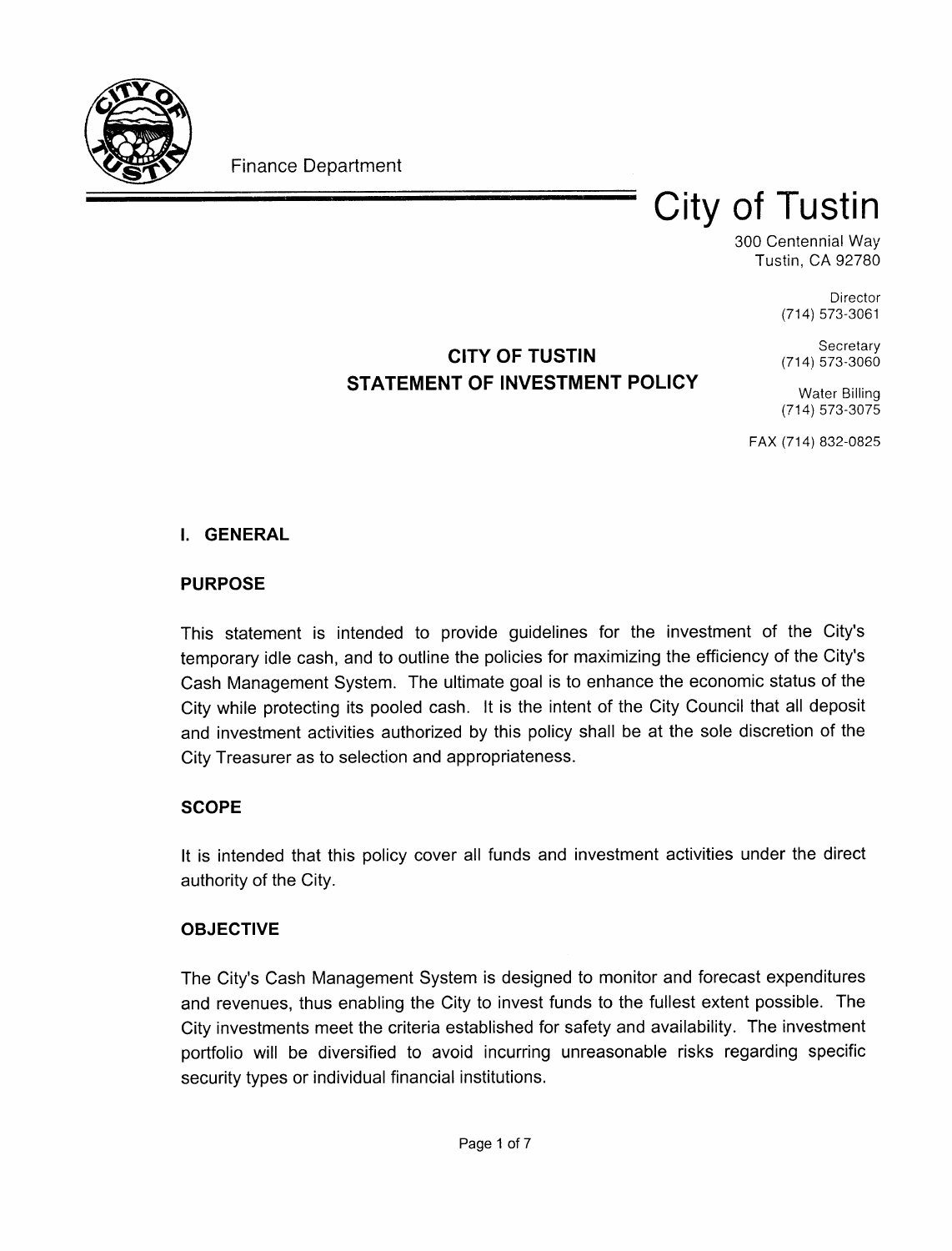Finance Department

# City of Tustin

300 Centennial Way
Tustin, CA 92780

Director
(714) 573-3061

Secretary
(714) 573-3060

Water Billing
(714) 573-3075

FAX (714) 832-0825

## CITY OF TUSTIN
## STATEMENT OF INVESTMENT POLICY

### I. GENERAL

**PURPOSE**

This statement is intended to provide guidelines for the investment of the City's temporary idle cash, and to outline the policies for maximizing the efficiency of the City's Cash Management System. The ultimate goal is to enhance the economic status of the City while protecting its pooled cash. It is the intent of the City Council that all deposit and investment activities authorized by this policy shall be at the sole discretion of the City Treasurer as to selection and appropriateness.

**SCOPE**

It is intended that this policy cover all funds and investment activities under the direct authority of the City.

**OBJECTIVE**

The City's Cash Management System is designed to monitor and forecast expenditures and revenues, thus enabling the City to invest funds to the fullest extent possible. The City investments meet the criteria established for safety and availability. The investment portfolio will be diversified to avoid incurring unreasonable risks regarding specific security types or individual financial institutions.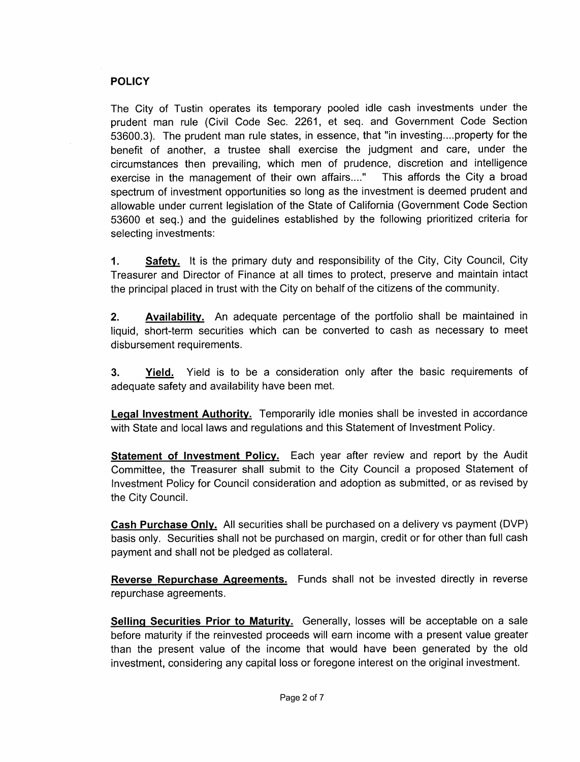## POLICY

The City of Tustin operates its temporary pooled idle cash investments under the prudent man rule (Civil Code Sec. 2261, et seq. and Government Code Section 53600.3). The prudent man rule states, in essence, that "in investing....property for the benefit of another, a trustee shall exercise the judgment and care, under the circumstances then prevailing, which men of prudence, discretion and intelligence exercise in the management of their own affairs...." This affords the City a broad spectrum of investment opportunities so long as the investment is deemed prudent and allowable under current legislation of the State of California (Government Code Section 53600 et seq.) and the guidelines established by the following prioritized criteria for selecting investments:

1. **Safety.** It is the primary duty and responsibility of the City, City Council, City Treasurer and Director of Finance at all times to protect, preserve and maintain intact the principal placed in trust with the City on behalf of the citizens of the community.

2. **Availability.** An adequate percentage of the portfolio shall be maintained in liquid, short-term securities which can be converted to cash as necessary to meet disbursement requirements.

3. **Yield.** Yield is to be a consideration only after the basic requirements of adequate safety and availability have been met.

**Legal Investment Authority.** Temporarily idle monies shall be invested in accordance with State and local laws and regulations and this Statement of Investment Policy.

**Statement of Investment Policy.** Each year after review and report by the Audit Committee, the Treasurer shall submit to the City Council a proposed Statement of Investment Policy for Council consideration and adoption as submitted, or as revised by the City Council.

**Cash Purchase Only.** All securities shall be purchased on a delivery vs payment (DVP) basis only. Securities shall not be purchased on margin, credit or for other than full cash payment and shall not be pledged as collateral.

**Reverse Repurchase Agreements.** Funds shall not be invested directly in reverse repurchase agreements.

**Selling Securities Prior to Maturity.** Generally, losses will be acceptable on a sale before maturity if the reinvested proceeds will earn income with a present value greater than the present value of the income that would have been generated by the old investment, considering any capital loss or foregone interest on the original investment.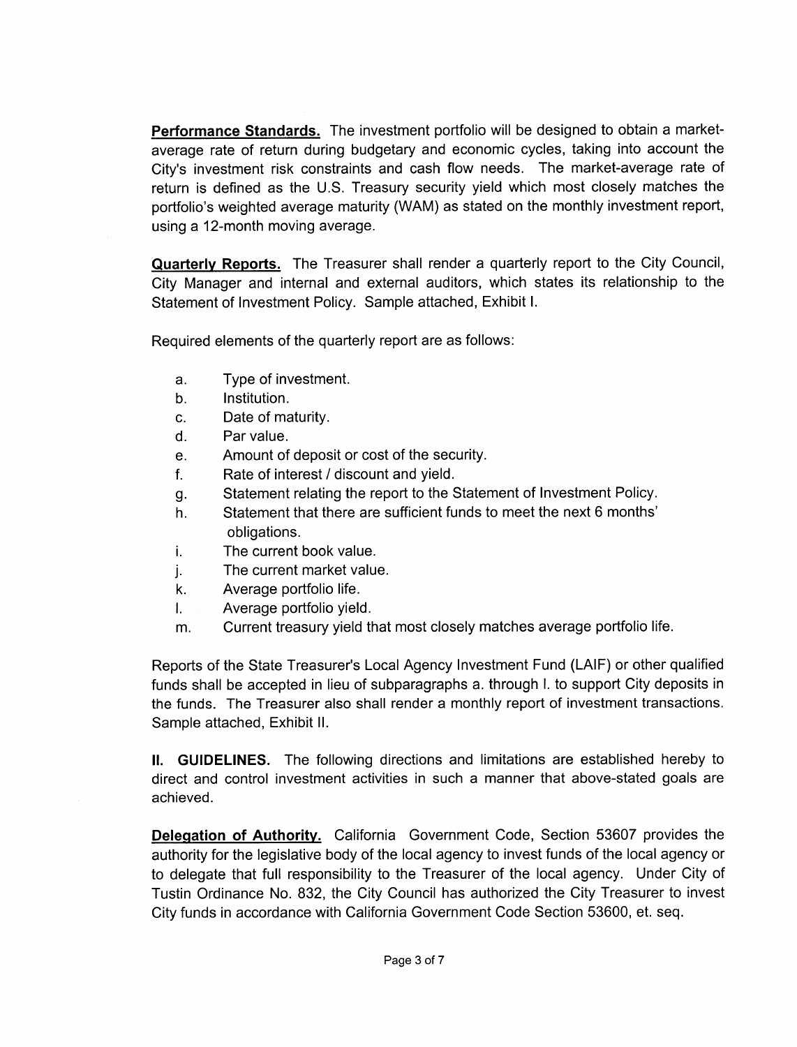**Performance Standards.** The investment portfolio will be designed to obtain a market-average rate of return during budgetary and economic cycles, taking into account the City's investment risk constraints and cash flow needs. The market-average rate of return is defined as the U.S. Treasury security yield which most closely matches the portfolio's weighted average maturity (WAM) as stated on the monthly investment report, using a 12-month moving average.

**Quarterly Reports.** The Treasurer shall render a quarterly report to the City Council, City Manager and internal and external auditors, which states its relationship to the Statement of Investment Policy. Sample attached, Exhibit I.

Required elements of the quarterly report are as follows:

a. Type of investment.
b. Institution.
c. Date of maturity.
d. Par value.
e. Amount of deposit or cost of the security.
f. Rate of interest / discount and yield.
g. Statement relating the report to the Statement of Investment Policy.
h. Statement that there are sufficient funds to meet the next 6 months' obligations.
i. The current book value.
j. The current market value.
k. Average portfolio life.
l. Average portfolio yield.
m. Current treasury yield that most closely matches average portfolio life.

Reports of the State Treasurer's Local Agency Investment Fund (LAIF) or other qualified funds shall be accepted in lieu of subparagraphs a. through l. to support City deposits in the funds. The Treasurer also shall render a monthly report of investment transactions. Sample attached, Exhibit II.

**II. GUIDELINES.** The following directions and limitations are established hereby to direct and control investment activities in such a manner that above-stated goals are achieved.

**Delegation of Authority.** California Government Code, Section 53607 provides the authority for the legislative body of the local agency to invest funds of the local agency or to delegate that full responsibility to the Treasurer of the local agency. Under City of Tustin Ordinance No. 832, the City Council has authorized the City Treasurer to invest City funds in accordance with California Government Code Section 53600, et. seq.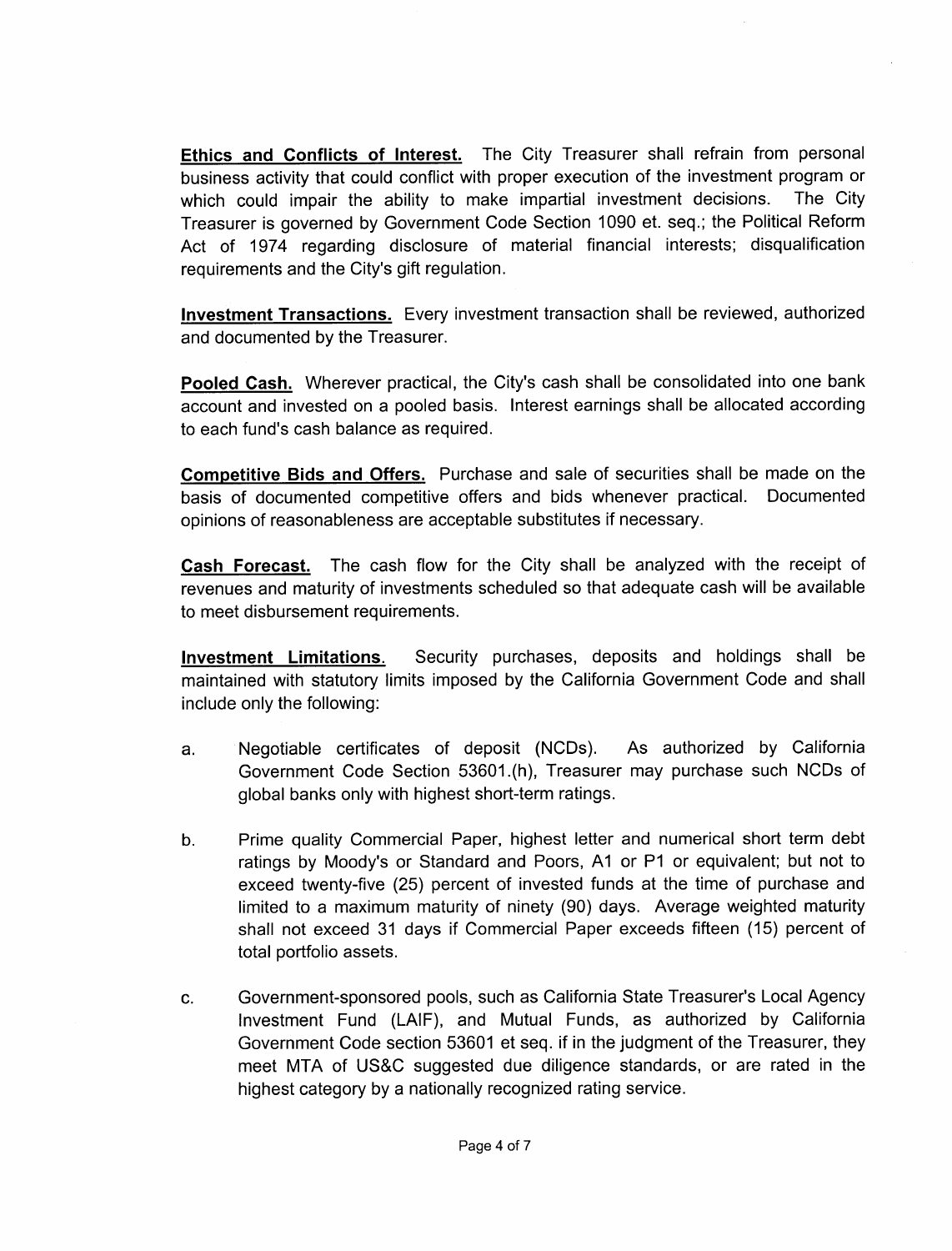**Ethics and Conflicts of Interest.** The City Treasurer shall refrain from personal business activity that could conflict with proper execution of the investment program or which could impair the ability to make impartial investment decisions. The City Treasurer is governed by Government Code Section 1090 et. seq.; the Political Reform Act of 1974 regarding disclosure of material financial interests; disqualification requirements and the City's gift regulation.

**Investment Transactions.** Every investment transaction shall be reviewed, authorized and documented by the Treasurer.

**Pooled Cash.** Wherever practical, the City's cash shall be consolidated into one bank account and invested on a pooled basis. Interest earnings shall be allocated according to each fund's cash balance as required.

**Competitive Bids and Offers.** Purchase and sale of securities shall be made on the basis of documented competitive offers and bids whenever practical. Documented opinions of reasonableness are acceptable substitutes if necessary.

**Cash Forecast.** The cash flow for the City shall be analyzed with the receipt of revenues and maturity of investments scheduled so that adequate cash will be available to meet disbursement requirements.

**Investment Limitations.** Security purchases, deposits and holdings shall be maintained with statutory limits imposed by the California Government Code and shall include only the following:

a. Negotiable certificates of deposit (NCDs). As authorized by California Government Code Section 53601.(h), Treasurer may purchase such NCDs of global banks only with highest short-term ratings.

b. Prime quality Commercial Paper, highest letter and numerical short term debt ratings by Moody's or Standard and Poors, A1 or P1 or equivalent; but not to exceed twenty-five (25) percent of invested funds at the time of purchase and limited to a maximum maturity of ninety (90) days. Average weighted maturity shall not exceed 31 days if Commercial Paper exceeds fifteen (15) percent of total portfolio assets.

c. Government-sponsored pools, such as California State Treasurer's Local Agency Investment Fund (LAIF), and Mutual Funds, as authorized by California Government Code section 53601 et seq. if in the judgment of the Treasurer, they meet MTA of US&C suggested due diligence standards, or are rated in the highest category by a nationally recognized rating service.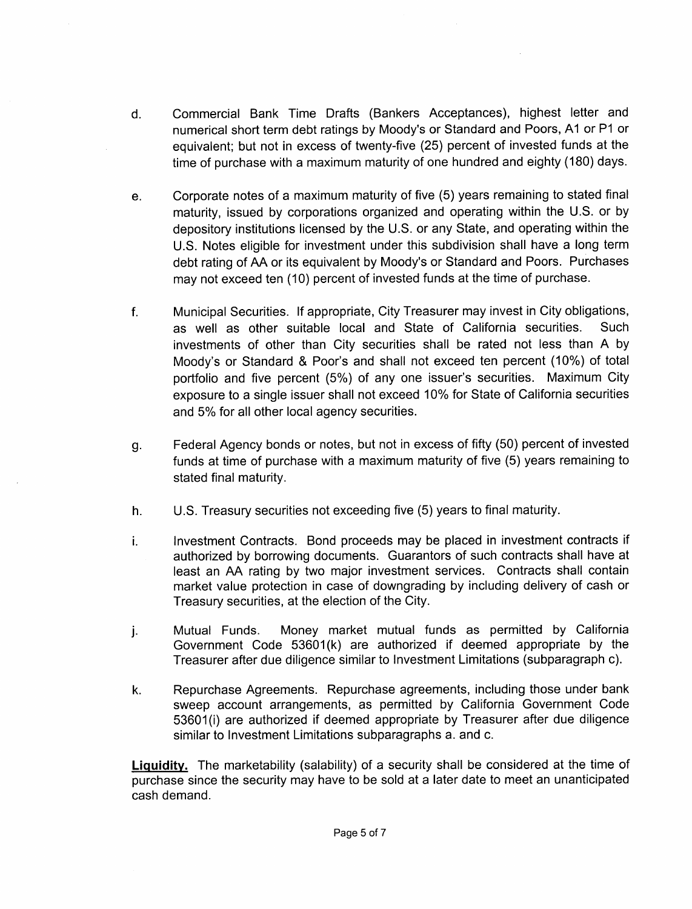d. Commercial Bank Time Drafts (Bankers Acceptances), highest letter and numerical short term debt ratings by Moody's or Standard and Poors, A1 or P1 or equivalent; but not in excess of twenty-five (25) percent of invested funds at the time of purchase with a maximum maturity of one hundred and eighty (180) days.

e. Corporate notes of a maximum maturity of five (5) years remaining to stated final maturity, issued by corporations organized and operating within the U.S. or by depository institutions licensed by the U.S. or any State, and operating within the U.S. Notes eligible for investment under this subdivision shall have a long term debt rating of AA or its equivalent by Moody's or Standard and Poors. Purchases may not exceed ten (10) percent of invested funds at the time of purchase.

f. Municipal Securities. If appropriate, City Treasurer may invest in City obligations, as well as other suitable local and State of California securities. Such investments of other than City securities shall be rated not less than A by Moody's or Standard & Poor's and shall not exceed ten percent (10%) of total portfolio and five percent (5%) of any one issuer's securities. Maximum City exposure to a single issuer shall not exceed 10% for State of California securities and 5% for all other local agency securities.

g. Federal Agency bonds or notes, but not in excess of fifty (50) percent of invested funds at time of purchase with a maximum maturity of five (5) years remaining to stated final maturity.

h. U.S. Treasury securities not exceeding five (5) years to final maturity.

i. Investment Contracts. Bond proceeds may be placed in investment contracts if authorized by borrowing documents. Guarantors of such contracts shall have at least an AA rating by two major investment services. Contracts shall contain market value protection in case of downgrading by including delivery of cash or Treasury securities, at the election of the City.

j. Mutual Funds. Money market mutual funds as permitted by California Government Code 53601(k) are authorized if deemed appropriate by the Treasurer after due diligence similar to Investment Limitations (subparagraph c).

k. Repurchase Agreements. Repurchase agreements, including those under bank sweep account arrangements, as permitted by California Government Code 53601(i) are authorized if deemed appropriate by Treasurer after due diligence similar to Investment Limitations subparagraphs a. and c.

**Liquidity.** The marketability (salability) of a security shall be considered at the time of purchase since the security may have to be sold at a later date to meet an unanticipated cash demand.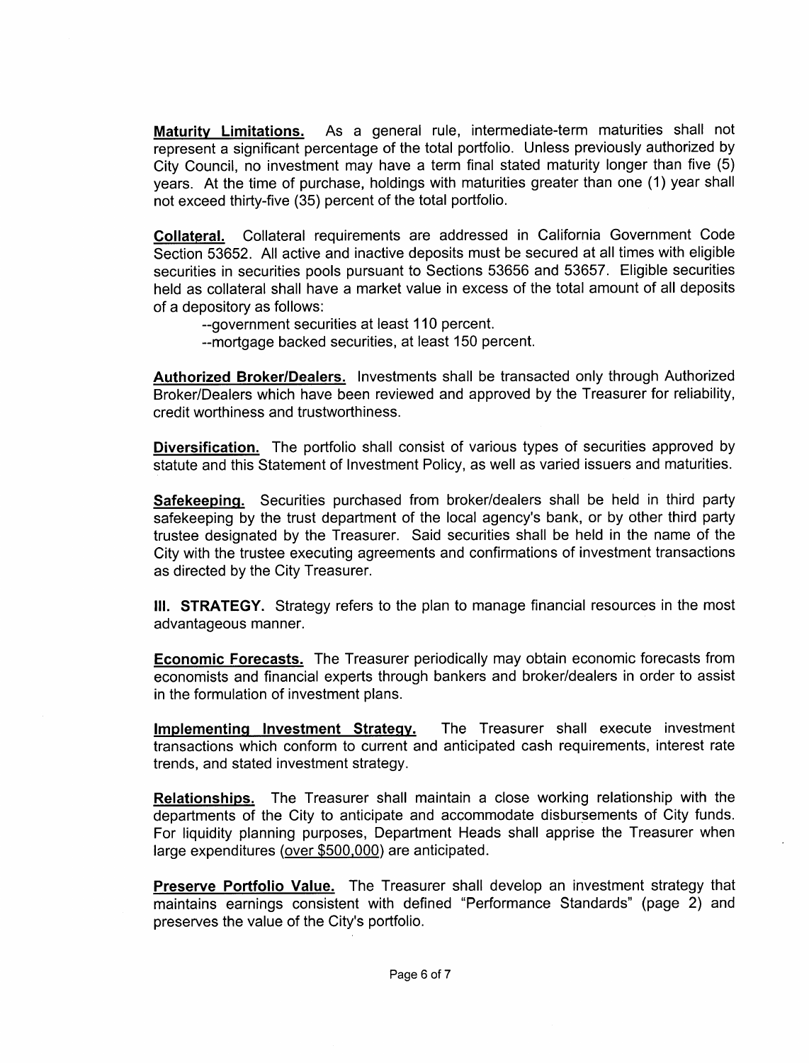**Maturity Limitations.** As a general rule, intermediate-term maturities shall not represent a significant percentage of the total portfolio. Unless previously authorized by City Council, no investment may have a term final stated maturity longer than five (5) years. At the time of purchase, holdings with maturities greater than one (1) year shall not exceed thirty-five (35) percent of the total portfolio.

**Collateral.** Collateral requirements are addressed in California Government Code Section 53652. All active and inactive deposits must be secured at all times with eligible securities in securities pools pursuant to Sections 53656 and 53657. Eligible securities held as collateral shall have a market value in excess of the total amount of all deposits of a depository as follows:

--government securities at least 110 percent.
--mortgage backed securities, at least 150 percent.

**Authorized Broker/Dealers.** Investments shall be transacted only through Authorized Broker/Dealers which have been reviewed and approved by the Treasurer for reliability, credit worthiness and trustworthiness.

**Diversification.** The portfolio shall consist of various types of securities approved by statute and this Statement of Investment Policy, as well as varied issuers and maturities.

**Safekeeping.** Securities purchased from broker/dealers shall be held in third party safekeeping by the trust department of the local agency's bank, or by other third party trustee designated by the Treasurer. Said securities shall be held in the name of the City with the trustee executing agreements and confirmations of investment transactions as directed by the City Treasurer.

**III. STRATEGY.** Strategy refers to the plan to manage financial resources in the most advantageous manner.

**Economic Forecasts.** The Treasurer periodically may obtain economic forecasts from economists and financial experts through bankers and broker/dealers in order to assist in the formulation of investment plans.

**Implementing Investment Strategy.** The Treasurer shall execute investment transactions which conform to current and anticipated cash requirements, interest rate trends, and stated investment strategy.

**Relationships.** The Treasurer shall maintain a close working relationship with the departments of the City to anticipate and accommodate disbursements of City funds. For liquidity planning purposes, Department Heads shall apprise the Treasurer when large expenditures (over $500,000) are anticipated.

**Preserve Portfolio Value.** The Treasurer shall develop an investment strategy that maintains earnings consistent with defined "Performance Standards" (page 2) and preserves the value of the City's portfolio.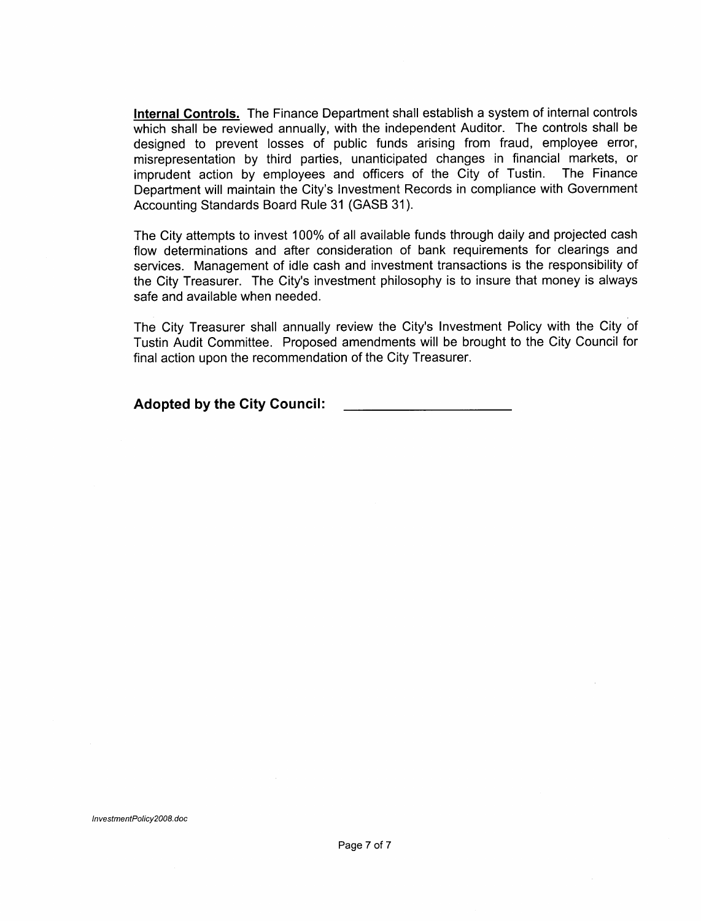**Internal Controls.** The Finance Department shall establish a system of internal controls which shall be reviewed annually, with the independent Auditor. The controls shall be designed to prevent losses of public funds arising from fraud, employee error, misrepresentation by third parties, unanticipated changes in financial markets, or imprudent action by employees and officers of the City of Tustin. The Finance Department will maintain the City's Investment Records in compliance with Government Accounting Standards Board Rule 31 (GASB 31).

The City attempts to invest 100% of all available funds through daily and projected cash flow determinations and after consideration of bank requirements for clearings and services. Management of idle cash and investment transactions is the responsibility of the City Treasurer. The City's investment philosophy is to insure that money is always safe and available when needed.

The City Treasurer shall annually review the City's Investment Policy with the City of Tustin Audit Committee. Proposed amendments will be brought to the City Council for final action upon the recommendation of the City Treasurer.

**Adopted by the City Council:** ______________________

*InvestmentPolicy2008.doc*